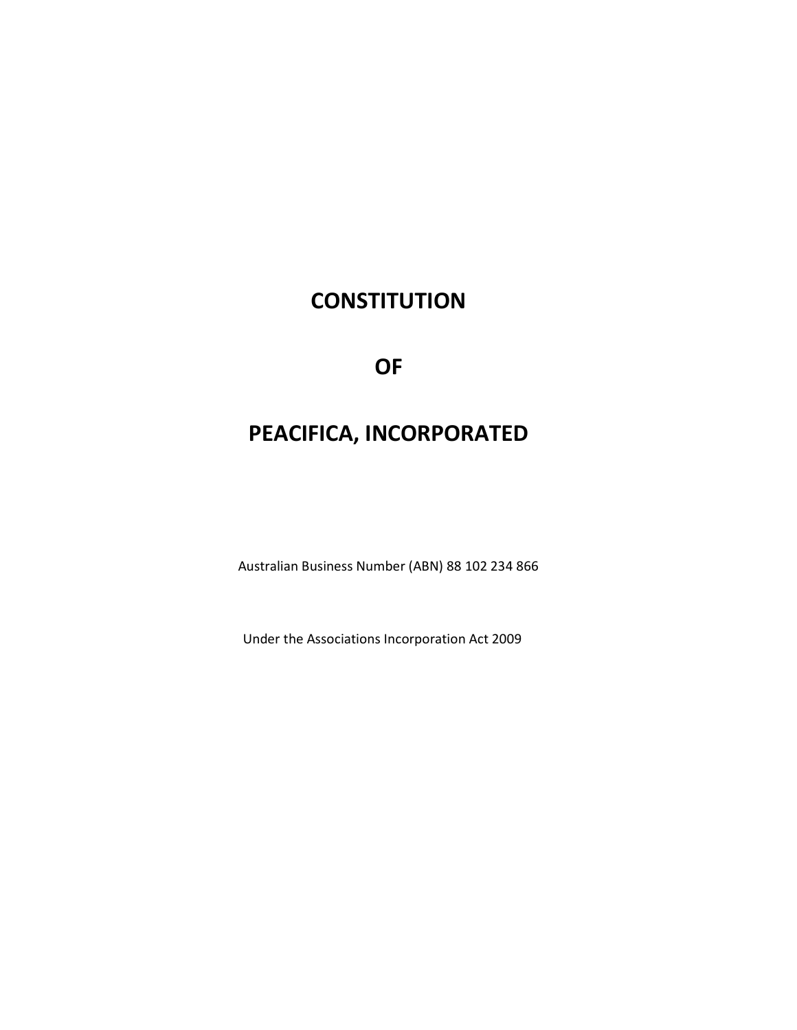# CONSTITUTION

# OF

# PEACIFICA, INCORPORATED

Australian Business Number (ABN) 88 102 234 866

Under the Associations Incorporation Act 2009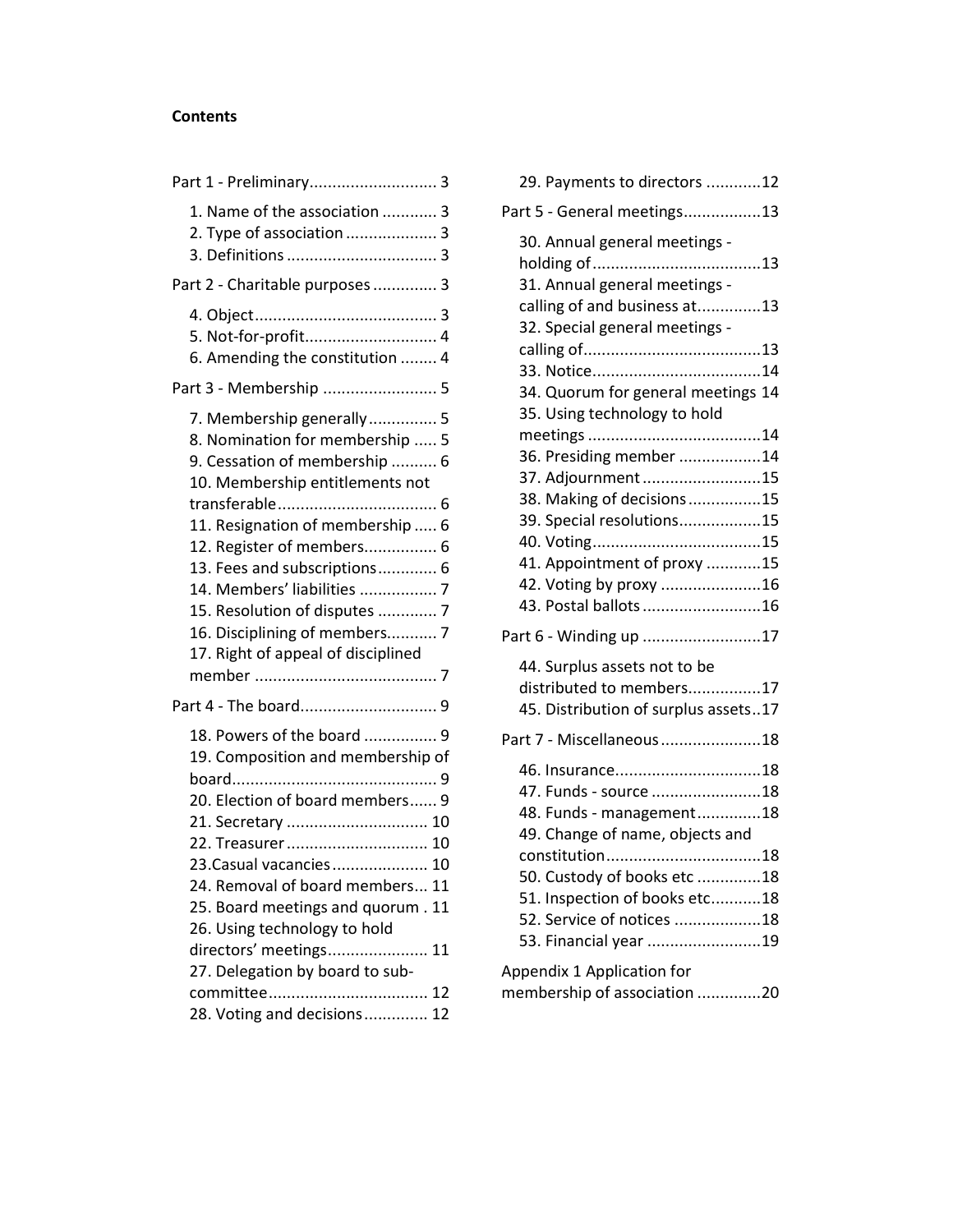**Contents**

- Part 1 - Preliminary ... 3
  - 1. Name of the association ... 3
  - 2. Type of association ... 3
  - 3. Definitions ... 3
- Part 2 - Charitable purposes ... 3
  - 4. Object ... 3
  - 5. Not-for-profit ... 4
  - 6. Amending the constitution ... 4
- Part 3 - Membership ... 5
  - 7. Membership generally ... 5
  - 8. Nomination for membership ... 5
  - 9. Cessation of membership ... 6
  - 10. Membership entitlements not transferable ... 6
  - 11. Resignation of membership ... 6
  - 12. Register of members ... 6
  - 13. Fees and subscriptions ... 6
  - 14. Members' liabilities ... 7
  - 15. Resolution of disputes ... 7
  - 16. Disciplining of members ... 7
  - 17. Right of appeal of disciplined member ... 7
- Part 4 - The board ... 9
  - 18. Powers of the board ... 9
  - 19. Composition and membership of board ... 9
  - 20. Election of board members ... 9
  - 21. Secretary ... 10
  - 22. Treasurer ... 10
  - 23. Casual vacancies ... 10
  - 24. Removal of board members ... 11
  - 25. Board meetings and quorum ... 11
  - 26. Using technology to hold directors' meetings ... 11
  - 27. Delegation by board to sub-committee ... 12
  - 28. Voting and decisions ... 12
  - 29. Payments to directors ... 12
- Part 5 - General meetings ... 13
  - 30. Annual general meetings - holding of ... 13
  - 31. Annual general meetings - calling of and business at ... 13
  - 32. Special general meetings - calling of ... 13
  - 33. Notice ... 14
  - 34. Quorum for general meetings ... 14
  - 35. Using technology to hold meetings ... 14
  - 36. Presiding member ... 14
  - 37. Adjournment ... 15
  - 38. Making of decisions ... 15
  - 39. Special resolutions ... 15
  - 40. Voting ... 15
  - 41. Appointment of proxy ... 15
  - 42. Voting by proxy ... 16
  - 43. Postal ballots ... 16
- Part 6 - Winding up ... 17
  - 44. Surplus assets not to be distributed to members ... 17
  - 45. Distribution of surplus assets ... 17
- Part 7 - Miscellaneous ... 18
  - 46. Insurance ... 18
  - 47. Funds - source ... 18
  - 48. Funds - management ... 18
  - 49. Change of name, objects and constitution ... 18
  - 50. Custody of books etc ... 18
  - 51. Inspection of books etc ... 18
  - 52. Service of notices ... 18
  - 53. Financial year ... 19
- Appendix 1 Application for membership of association ... 20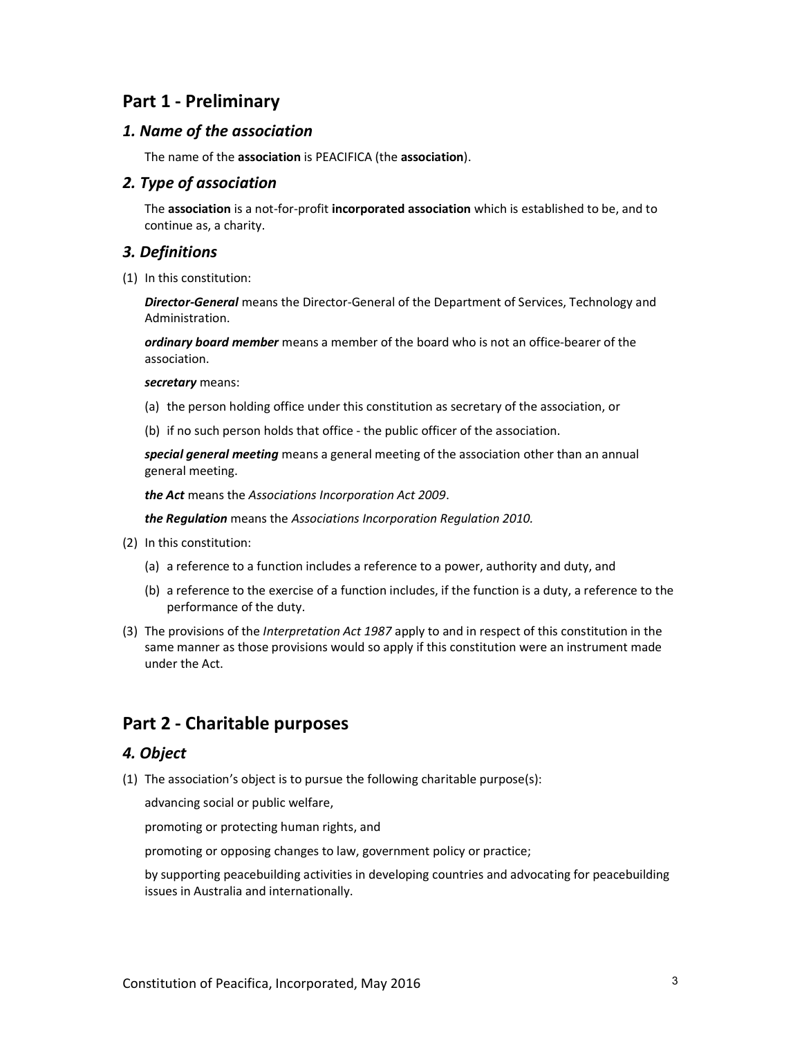## Part 1 - Preliminary

### *1. Name of the association*

The name of the **association** is PEACIFICA (the **association**).

### *2. Type of association*

The **association** is a not-for-profit **incorporated association** which is established to be, and to continue as, a charity.

### *3. Definitions*

(1) In this constitution:

***Director-General*** means the Director-General of the Department of Services, Technology and Administration.

***ordinary board member*** means a member of the board who is not an office-bearer of the association.

***secretary*** means:

(a) the person holding office under this constitution as secretary of the association, or

(b) if no such person holds that office - the public officer of the association.

***special general meeting*** means a general meeting of the association other than an annual general meeting.

***the Act*** means the *Associations Incorporation Act 2009*.

***the Regulation*** means the *Associations Incorporation Regulation 2010.*

(2) In this constitution:

(a) a reference to a function includes a reference to a power, authority and duty, and

(b) a reference to the exercise of a function includes, if the function is a duty, a reference to the performance of the duty.

(3) The provisions of the *Interpretation Act 1987* apply to and in respect of this constitution in the same manner as those provisions would so apply if this constitution were an instrument made under the Act.

## Part 2 - Charitable purposes

### *4. Object*

(1) The association's object is to pursue the following charitable purpose(s):

advancing social or public welfare,

promoting or protecting human rights, and

promoting or opposing changes to law, government policy or practice;

by supporting peacebuilding activities in developing countries and advocating for peacebuilding issues in Australia and internationally.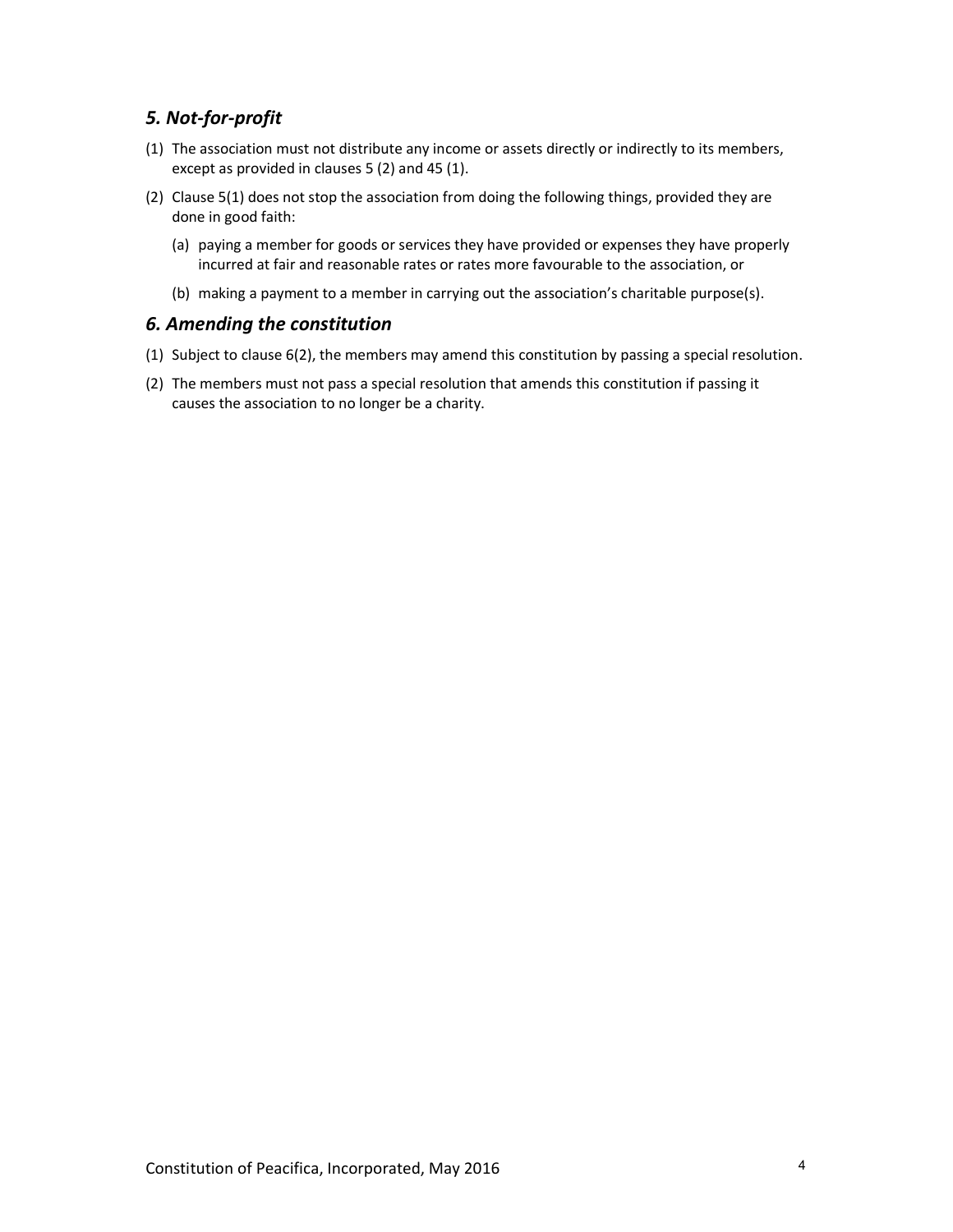## *5. Not-for-profit*

(1) The association must not distribute any income or assets directly or indirectly to its members, except as provided in clauses 5 (2) and 45 (1).

(2) Clause 5(1) does not stop the association from doing the following things, provided they are done in good faith:

   (a) paying a member for goods or services they have provided or expenses they have properly incurred at fair and reasonable rates or rates more favourable to the association, or

   (b) making a payment to a member in carrying out the association's charitable purpose(s).

## *6. Amending the constitution*

(1) Subject to clause 6(2), the members may amend this constitution by passing a special resolution.

(2) The members must not pass a special resolution that amends this constitution if passing it causes the association to no longer be a charity.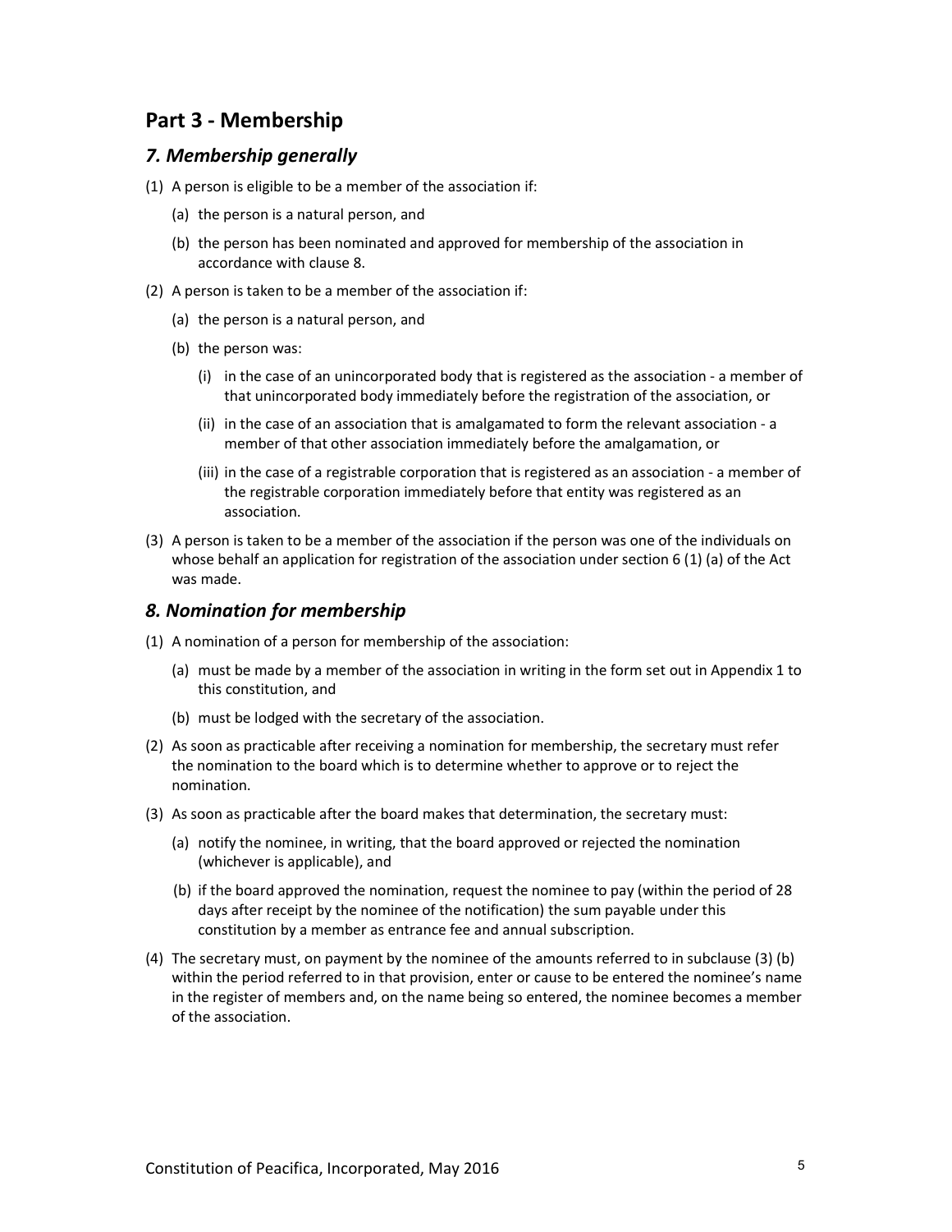## Part 3 - Membership

### *7. Membership generally*

(1) A person is eligible to be a member of the association if:

(a) the person is a natural person, and

(b) the person has been nominated and approved for membership of the association in accordance with clause 8.

(2) A person is taken to be a member of the association if:

(a) the person is a natural person, and

(b) the person was:

(i) in the case of an unincorporated body that is registered as the association - a member of that unincorporated body immediately before the registration of the association, or

(ii) in the case of an association that is amalgamated to form the relevant association - a member of that other association immediately before the amalgamation, or

(iii) in the case of a registrable corporation that is registered as an association - a member of the registrable corporation immediately before that entity was registered as an association.

(3) A person is taken to be a member of the association if the person was one of the individuals on whose behalf an application for registration of the association under section 6 (1) (a) of the Act was made.

### *8. Nomination for membership*

(1) A nomination of a person for membership of the association:

(a) must be made by a member of the association in writing in the form set out in Appendix 1 to this constitution, and

(b) must be lodged with the secretary of the association.

(2) As soon as practicable after receiving a nomination for membership, the secretary must refer the nomination to the board which is to determine whether to approve or to reject the nomination.

(3) As soon as practicable after the board makes that determination, the secretary must:

(a) notify the nominee, in writing, that the board approved or rejected the nomination (whichever is applicable), and

(b) if the board approved the nomination, request the nominee to pay (within the period of 28 days after receipt by the nominee of the notification) the sum payable under this constitution by a member as entrance fee and annual subscription.

(4) The secretary must, on payment by the nominee of the amounts referred to in subclause (3) (b) within the period referred to in that provision, enter or cause to be entered the nominee's name in the register of members and, on the name being so entered, the nominee becomes a member of the association.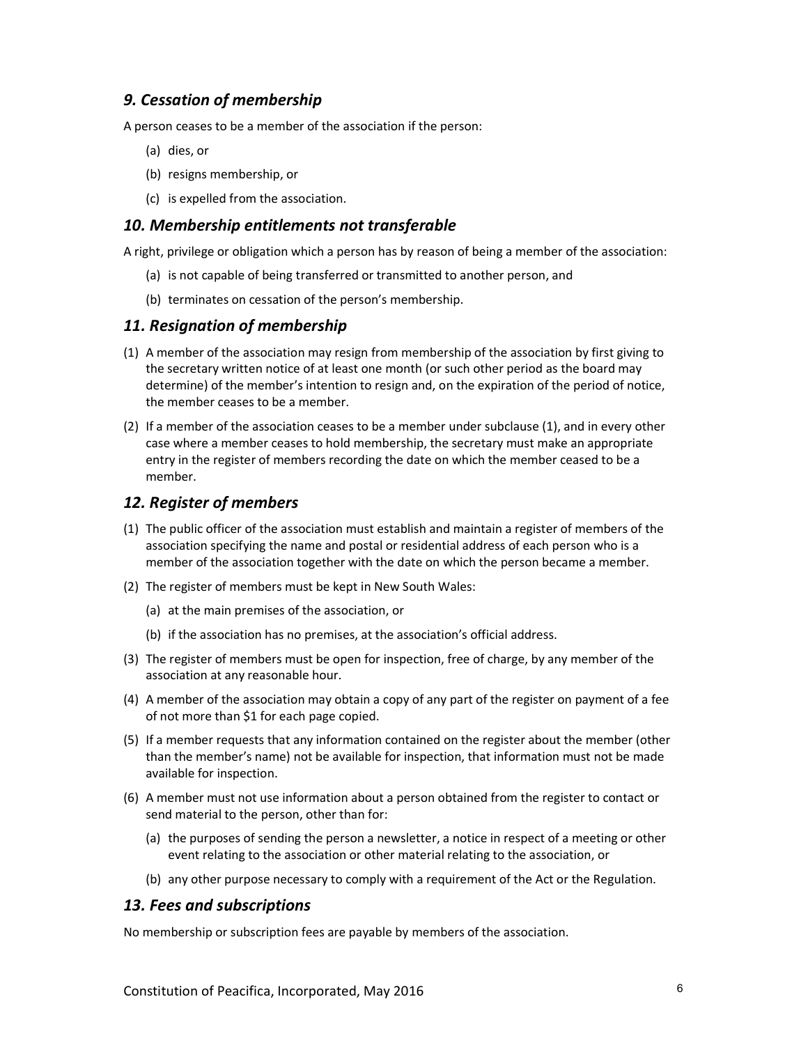## *9. Cessation of membership*

A person ceases to be a member of the association if the person:

(a) dies, or

(b) resigns membership, or

(c) is expelled from the association.

## *10. Membership entitlements not transferable*

A right, privilege or obligation which a person has by reason of being a member of the association:

(a) is not capable of being transferred or transmitted to another person, and

(b) terminates on cessation of the person's membership.

## *11. Resignation of membership*

(1) A member of the association may resign from membership of the association by first giving to the secretary written notice of at least one month (or such other period as the board may determine) of the member's intention to resign and, on the expiration of the period of notice, the member ceases to be a member.

(2) If a member of the association ceases to be a member under subclause (1), and in every other case where a member ceases to hold membership, the secretary must make an appropriate entry in the register of members recording the date on which the member ceased to be a member.

## *12. Register of members*

(1) The public officer of the association must establish and maintain a register of members of the association specifying the name and postal or residential address of each person who is a member of the association together with the date on which the person became a member.

(2) The register of members must be kept in New South Wales:

(a) at the main premises of the association, or

(b) if the association has no premises, at the association's official address.

(3) The register of members must be open for inspection, free of charge, by any member of the association at any reasonable hour.

(4) A member of the association may obtain a copy of any part of the register on payment of a fee of not more than $1 for each page copied.

(5) If a member requests that any information contained on the register about the member (other than the member's name) not be available for inspection, that information must not be made available for inspection.

(6) A member must not use information about a person obtained from the register to contact or send material to the person, other than for:

(a) the purposes of sending the person a newsletter, a notice in respect of a meeting or other event relating to the association or other material relating to the association, or

(b) any other purpose necessary to comply with a requirement of the Act or the Regulation.

## *13. Fees and subscriptions*

No membership or subscription fees are payable by members of the association.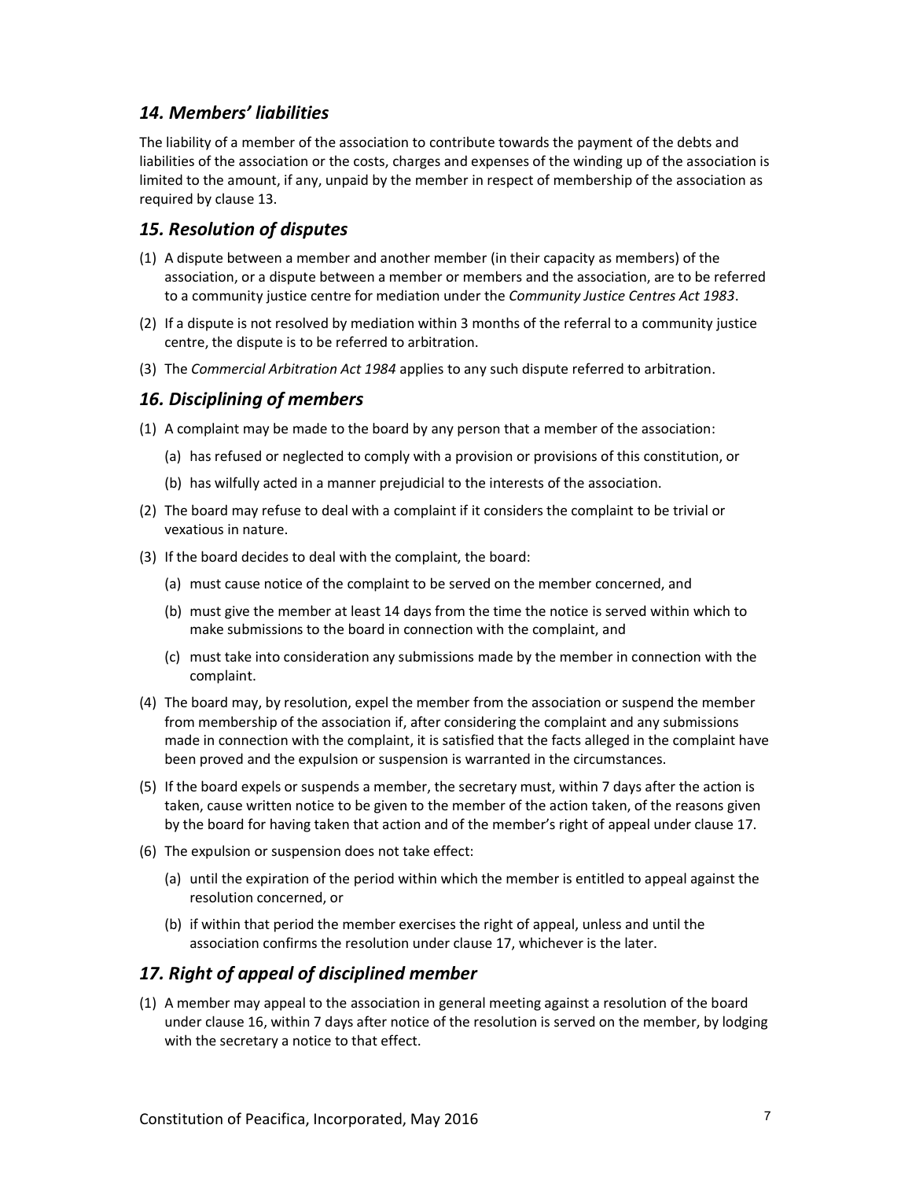## *14. Members' liabilities*

The liability of a member of the association to contribute towards the payment of the debts and liabilities of the association or the costs, charges and expenses of the winding up of the association is limited to the amount, if any, unpaid by the member in respect of membership of the association as required by clause 13.

## *15. Resolution of disputes*

(1) A dispute between a member and another member (in their capacity as members) of the association, or a dispute between a member or members and the association, are to be referred to a community justice centre for mediation under the *Community Justice Centres Act 1983*.

(2) If a dispute is not resolved by mediation within 3 months of the referral to a community justice centre, the dispute is to be referred to arbitration.

(3) The *Commercial Arbitration Act 1984* applies to any such dispute referred to arbitration.

## *16. Disciplining of members*

(1) A complaint may be made to the board by any person that a member of the association:

   (a) has refused or neglected to comply with a provision or provisions of this constitution, or

   (b) has wilfully acted in a manner prejudicial to the interests of the association.

(2) The board may refuse to deal with a complaint if it considers the complaint to be trivial or vexatious in nature.

(3) If the board decides to deal with the complaint, the board:

   (a) must cause notice of the complaint to be served on the member concerned, and

   (b) must give the member at least 14 days from the time the notice is served within which to make submissions to the board in connection with the complaint, and

   (c) must take into consideration any submissions made by the member in connection with the complaint.

(4) The board may, by resolution, expel the member from the association or suspend the member from membership of the association if, after considering the complaint and any submissions made in connection with the complaint, it is satisfied that the facts alleged in the complaint have been proved and the expulsion or suspension is warranted in the circumstances.

(5) If the board expels or suspends a member, the secretary must, within 7 days after the action is taken, cause written notice to be given to the member of the action taken, of the reasons given by the board for having taken that action and of the member's right of appeal under clause 17.

(6) The expulsion or suspension does not take effect:

   (a) until the expiration of the period within which the member is entitled to appeal against the resolution concerned, or

   (b) if within that period the member exercises the right of appeal, unless and until the association confirms the resolution under clause 17, whichever is the later.

## *17. Right of appeal of disciplined member*

(1) A member may appeal to the association in general meeting against a resolution of the board under clause 16, within 7 days after notice of the resolution is served on the member, by lodging with the secretary a notice to that effect.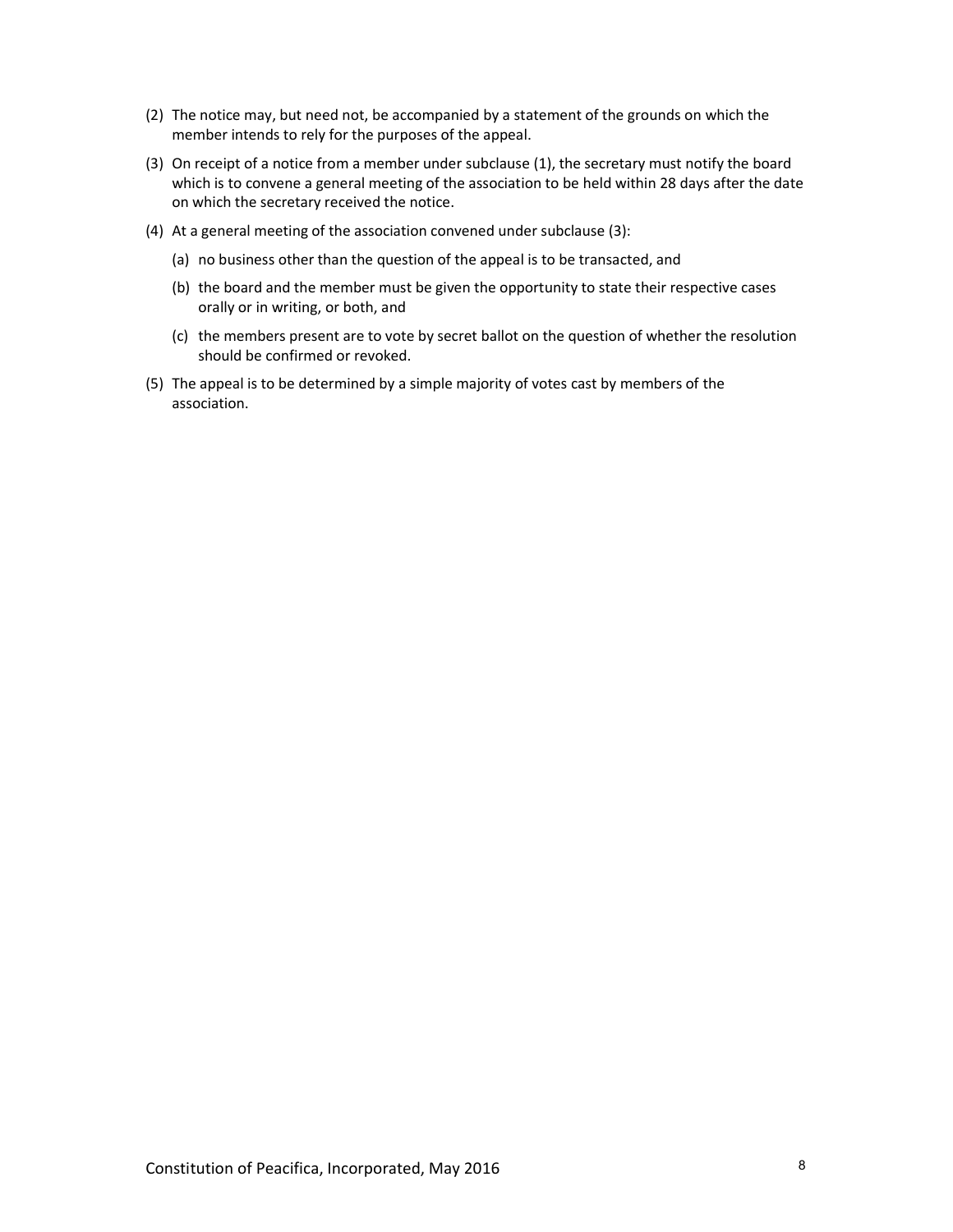(2) The notice may, but need not, be accompanied by a statement of the grounds on which the member intends to rely for the purposes of the appeal.

(3) On receipt of a notice from a member under subclause (1), the secretary must notify the board which is to convene a general meeting of the association to be held within 28 days after the date on which the secretary received the notice.

(4) At a general meeting of the association convened under subclause (3):

   (a) no business other than the question of the appeal is to be transacted, and

   (b) the board and the member must be given the opportunity to state their respective cases orally or in writing, or both, and

   (c) the members present are to vote by secret ballot on the question of whether the resolution should be confirmed or revoked.

(5) The appeal is to be determined by a simple majority of votes cast by members of the association.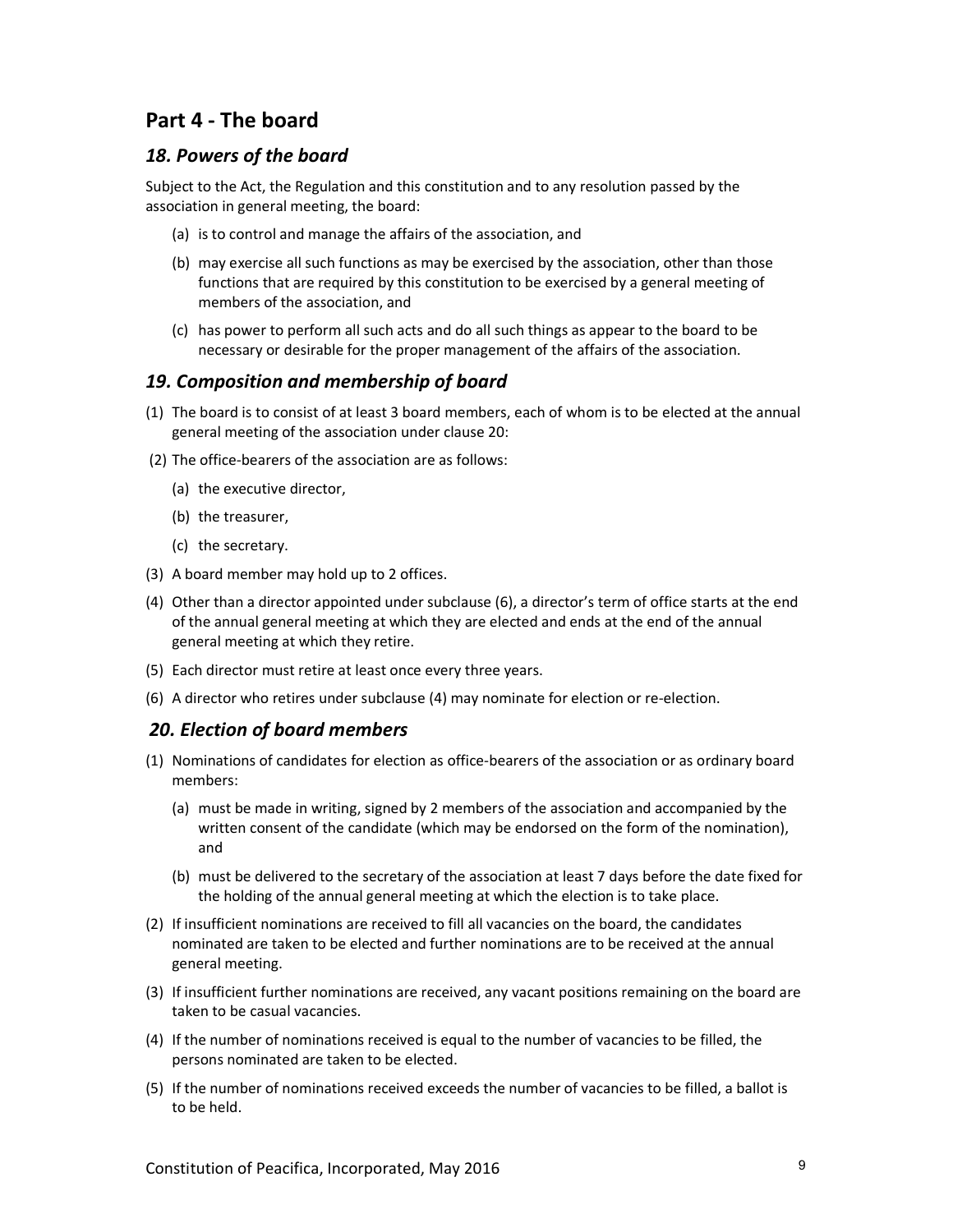## Part 4 - The board

### *18. Powers of the board*

Subject to the Act, the Regulation and this constitution and to any resolution passed by the association in general meeting, the board:

(a) is to control and manage the affairs of the association, and

(b) may exercise all such functions as may be exercised by the association, other than those functions that are required by this constitution to be exercised by a general meeting of members of the association, and

(c) has power to perform all such acts and do all such things as appear to the board to be necessary or desirable for the proper management of the affairs of the association.

### *19. Composition and membership of board*

(1) The board is to consist of at least 3 board members, each of whom is to be elected at the annual general meeting of the association under clause 20:

(2) The office-bearers of the association are as follows:

(a) the executive director,

(b) the treasurer,

(c) the secretary.

(3) A board member may hold up to 2 offices.

(4) Other than a director appointed under subclause (6), a director's term of office starts at the end of the annual general meeting at which they are elected and ends at the end of the annual general meeting at which they retire.

(5) Each director must retire at least once every three years.

(6) A director who retires under subclause (4) may nominate for election or re-election.

### *20. Election of board members*

(1) Nominations of candidates for election as office-bearers of the association or as ordinary board members:

(a) must be made in writing, signed by 2 members of the association and accompanied by the written consent of the candidate (which may be endorsed on the form of the nomination), and

(b) must be delivered to the secretary of the association at least 7 days before the date fixed for the holding of the annual general meeting at which the election is to take place.

(2) If insufficient nominations are received to fill all vacancies on the board, the candidates nominated are taken to be elected and further nominations are to be received at the annual general meeting.

(3) If insufficient further nominations are received, any vacant positions remaining on the board are taken to be casual vacancies.

(4) If the number of nominations received is equal to the number of vacancies to be filled, the persons nominated are taken to be elected.

(5) If the number of nominations received exceeds the number of vacancies to be filled, a ballot is to be held.

Constitution of Peacifica, Incorporated, May 2016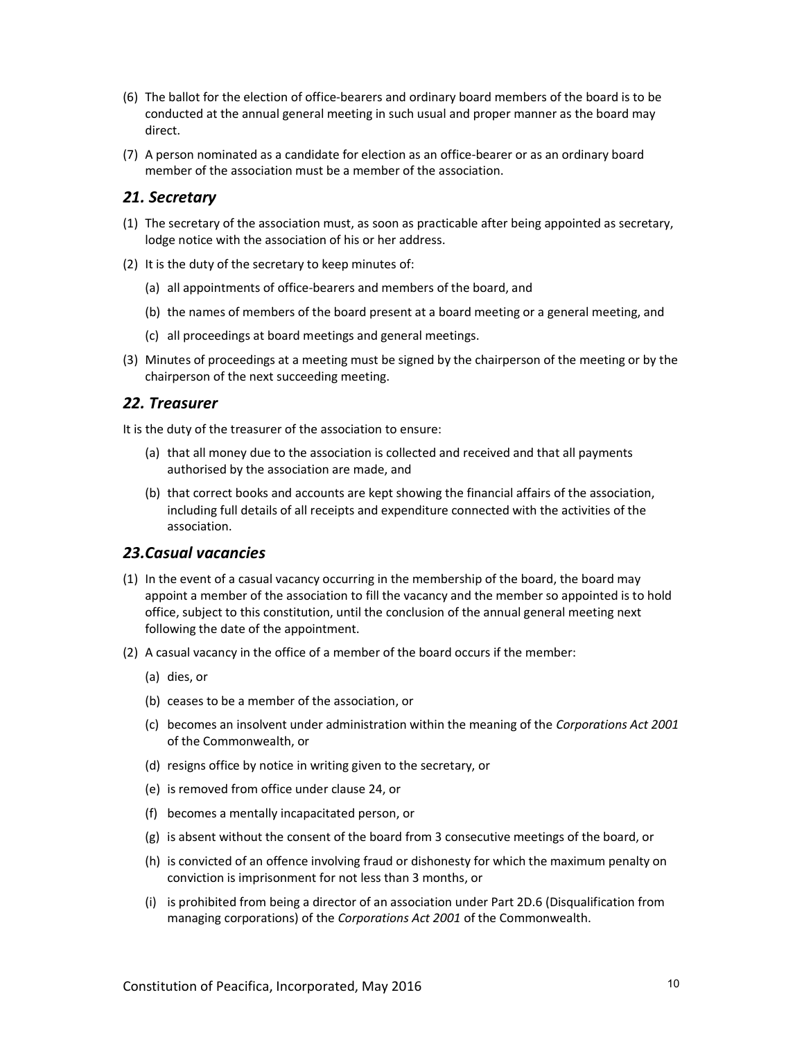(6) The ballot for the election of office-bearers and ordinary board members of the board is to be conducted at the annual general meeting in such usual and proper manner as the board may direct.

(7) A person nominated as a candidate for election as an office-bearer or as an ordinary board member of the association must be a member of the association.

## *21. Secretary*

(1) The secretary of the association must, as soon as practicable after being appointed as secretary, lodge notice with the association of his or her address.

(2) It is the duty of the secretary to keep minutes of:

  (a) all appointments of office-bearers and members of the board, and

  (b) the names of members of the board present at a board meeting or a general meeting, and

  (c) all proceedings at board meetings and general meetings.

(3) Minutes of proceedings at a meeting must be signed by the chairperson of the meeting or by the chairperson of the next succeeding meeting.

## *22. Treasurer*

It is the duty of the treasurer of the association to ensure:

  (a) that all money due to the association is collected and received and that all payments authorised by the association are made, and

  (b) that correct books and accounts are kept showing the financial affairs of the association, including full details of all receipts and expenditure connected with the activities of the association.

## *23.Casual vacancies*

(1) In the event of a casual vacancy occurring in the membership of the board, the board may appoint a member of the association to fill the vacancy and the member so appointed is to hold office, subject to this constitution, until the conclusion of the annual general meeting next following the date of the appointment.

(2) A casual vacancy in the office of a member of the board occurs if the member:

  (a) dies, or

  (b) ceases to be a member of the association, or

  (c) becomes an insolvent under administration within the meaning of the *Corporations Act 2001* of the Commonwealth, or

  (d) resigns office by notice in writing given to the secretary, or

  (e) is removed from office under clause 24, or

  (f) becomes a mentally incapacitated person, or

  (g) is absent without the consent of the board from 3 consecutive meetings of the board, or

  (h) is convicted of an offence involving fraud or dishonesty for which the maximum penalty on conviction is imprisonment for not less than 3 months, or

  (i) is prohibited from being a director of an association under Part 2D.6 (Disqualification from managing corporations) of the *Corporations Act 2001* of the Commonwealth.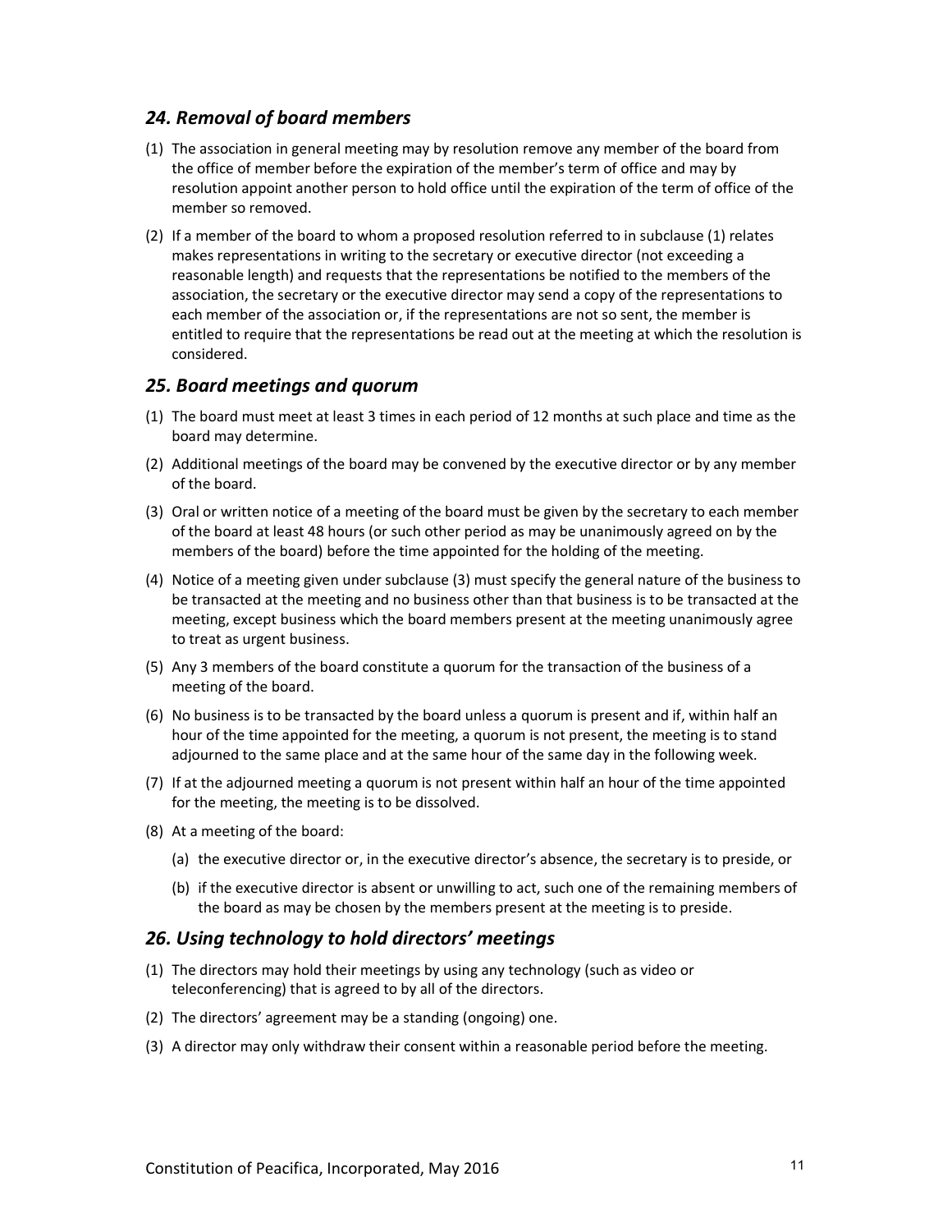## *24. Removal of board members*

(1) The association in general meeting may by resolution remove any member of the board from the office of member before the expiration of the member's term of office and may by resolution appoint another person to hold office until the expiration of the term of office of the member so removed.

(2) If a member of the board to whom a proposed resolution referred to in subclause (1) relates makes representations in writing to the secretary or executive director (not exceeding a reasonable length) and requests that the representations be notified to the members of the association, the secretary or the executive director may send a copy of the representations to each member of the association or, if the representations are not so sent, the member is entitled to require that the representations be read out at the meeting at which the resolution is considered.

## *25. Board meetings and quorum*

(1) The board must meet at least 3 times in each period of 12 months at such place and time as the board may determine.

(2) Additional meetings of the board may be convened by the executive director or by any member of the board.

(3) Oral or written notice of a meeting of the board must be given by the secretary to each member of the board at least 48 hours (or such other period as may be unanimously agreed on by the members of the board) before the time appointed for the holding of the meeting.

(4) Notice of a meeting given under subclause (3) must specify the general nature of the business to be transacted at the meeting and no business other than that business is to be transacted at the meeting, except business which the board members present at the meeting unanimously agree to treat as urgent business.

(5) Any 3 members of the board constitute a quorum for the transaction of the business of a meeting of the board.

(6) No business is to be transacted by the board unless a quorum is present and if, within half an hour of the time appointed for the meeting, a quorum is not present, the meeting is to stand adjourned to the same place and at the same hour of the same day in the following week.

(7) If at the adjourned meeting a quorum is not present within half an hour of the time appointed for the meeting, the meeting is to be dissolved.

(8) At a meeting of the board:

   (a) the executive director or, in the executive director's absence, the secretary is to preside, or

   (b) if the executive director is absent or unwilling to act, such one of the remaining members of the board as may be chosen by the members present at the meeting is to preside.

## *26. Using technology to hold directors' meetings*

(1) The directors may hold their meetings by using any technology (such as video or teleconferencing) that is agreed to by all of the directors.

(2) The directors' agreement may be a standing (ongoing) one.

(3) A director may only withdraw their consent within a reasonable period before the meeting.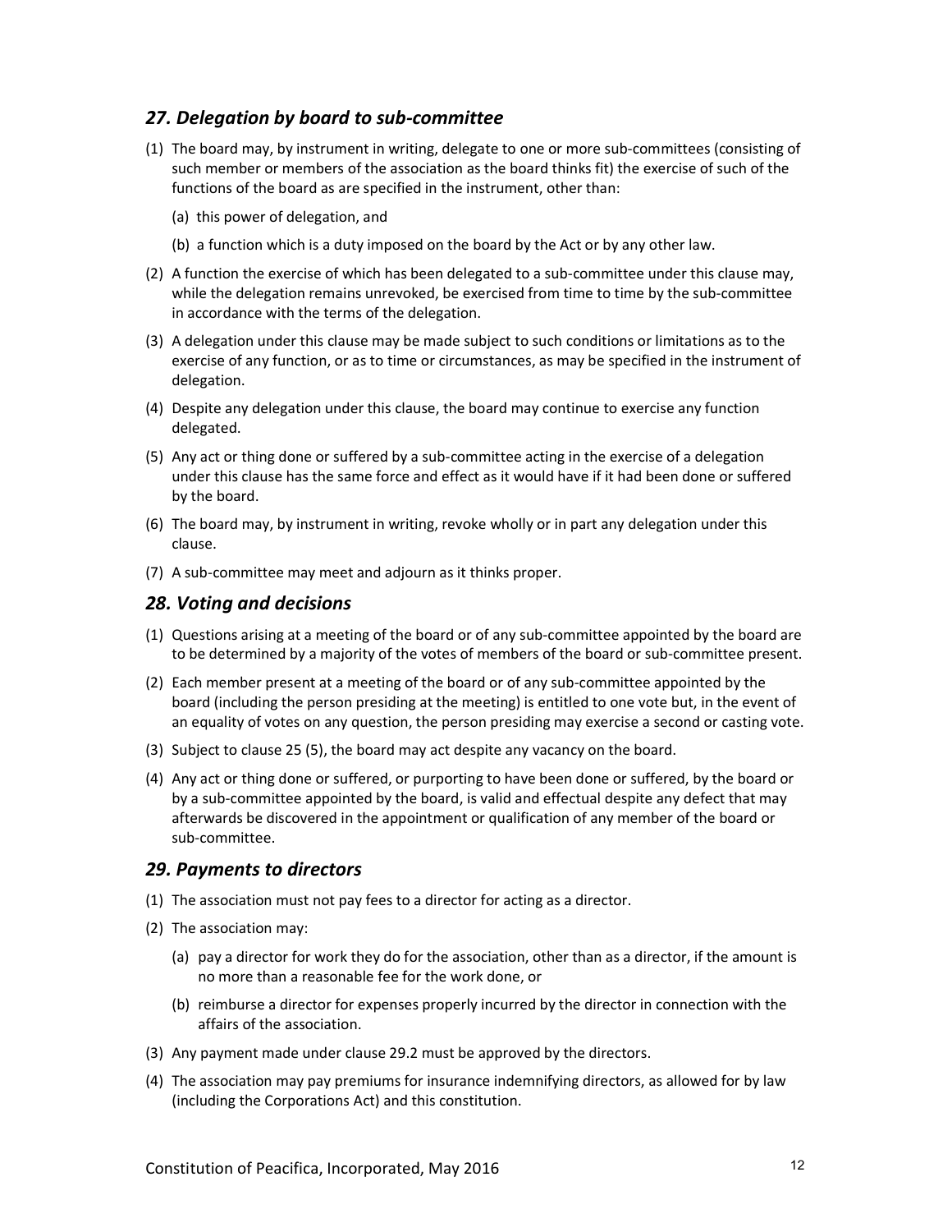## *27. Delegation by board to sub-committee*

(1) The board may, by instrument in writing, delegate to one or more sub-committees (consisting of such member or members of the association as the board thinks fit) the exercise of such of the functions of the board as are specified in the instrument, other than:

   (a) this power of delegation, and

   (b) a function which is a duty imposed on the board by the Act or by any other law.

(2) A function the exercise of which has been delegated to a sub-committee under this clause may, while the delegation remains unrevoked, be exercised from time to time by the sub-committee in accordance with the terms of the delegation.

(3) A delegation under this clause may be made subject to such conditions or limitations as to the exercise of any function, or as to time or circumstances, as may be specified in the instrument of delegation.

(4) Despite any delegation under this clause, the board may continue to exercise any function delegated.

(5) Any act or thing done or suffered by a sub-committee acting in the exercise of a delegation under this clause has the same force and effect as it would have if it had been done or suffered by the board.

(6) The board may, by instrument in writing, revoke wholly or in part any delegation under this clause.

(7) A sub-committee may meet and adjourn as it thinks proper.

## *28. Voting and decisions*

(1) Questions arising at a meeting of the board or of any sub-committee appointed by the board are to be determined by a majority of the votes of members of the board or sub-committee present.

(2) Each member present at a meeting of the board or of any sub-committee appointed by the board (including the person presiding at the meeting) is entitled to one vote but, in the event of an equality of votes on any question, the person presiding may exercise a second or casting vote.

(3) Subject to clause 25 (5), the board may act despite any vacancy on the board.

(4) Any act or thing done or suffered, or purporting to have been done or suffered, by the board or by a sub-committee appointed by the board, is valid and effectual despite any defect that may afterwards be discovered in the appointment or qualification of any member of the board or sub-committee.

## *29. Payments to directors*

(1) The association must not pay fees to a director for acting as a director.

(2) The association may:

   (a) pay a director for work they do for the association, other than as a director, if the amount is no more than a reasonable fee for the work done, or

   (b) reimburse a director for expenses properly incurred by the director in connection with the affairs of the association.

(3) Any payment made under clause 29.2 must be approved by the directors.

(4) The association may pay premiums for insurance indemnifying directors, as allowed for by law (including the Corporations Act) and this constitution.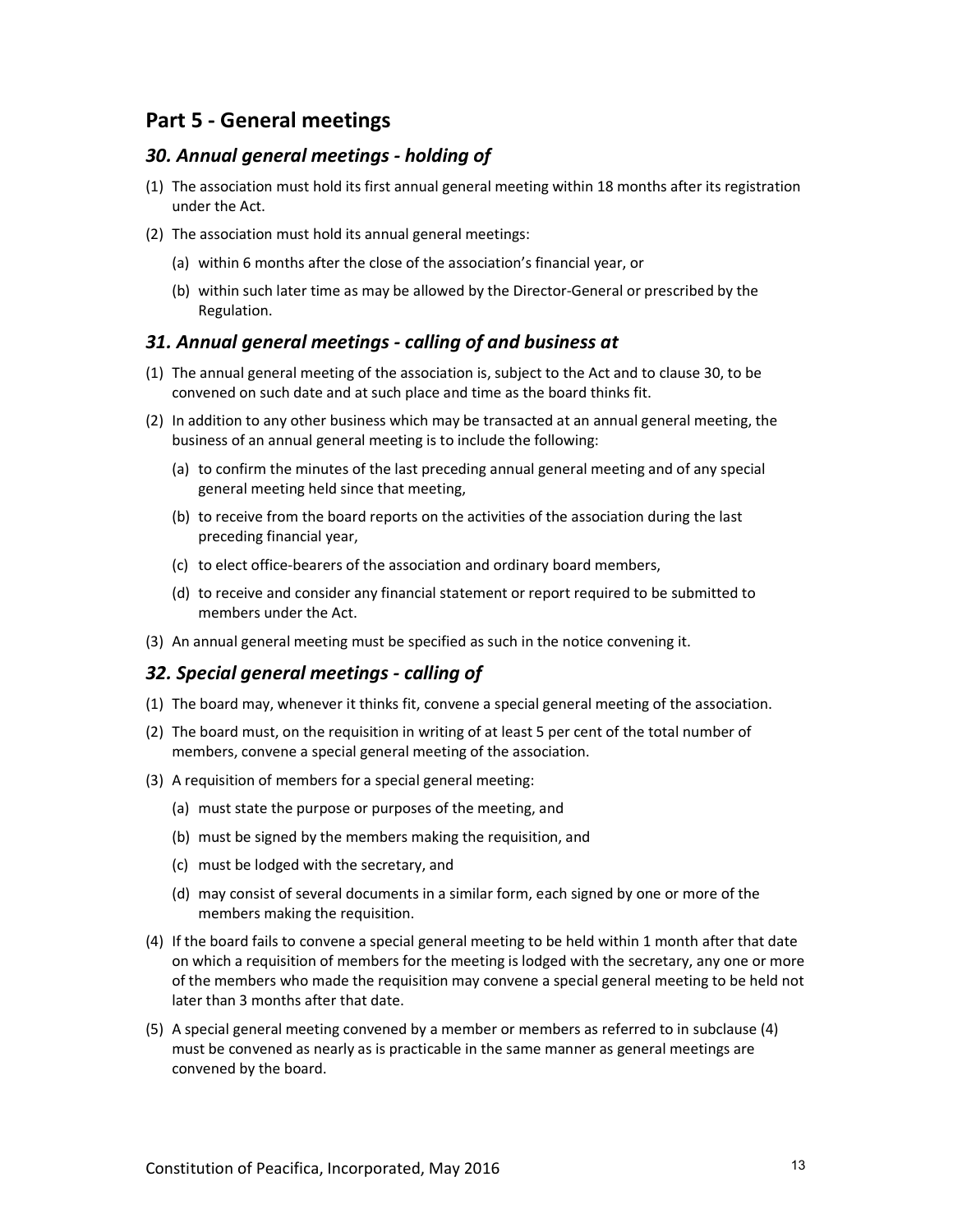## Part 5 - General meetings

### *30. Annual general meetings - holding of*

(1) The association must hold its first annual general meeting within 18 months after its registration under the Act.

(2) The association must hold its annual general meetings:

   (a) within 6 months after the close of the association's financial year, or

   (b) within such later time as may be allowed by the Director-General or prescribed by the Regulation.

### *31. Annual general meetings - calling of and business at*

(1) The annual general meeting of the association is, subject to the Act and to clause 30, to be convened on such date and at such place and time as the board thinks fit.

(2) In addition to any other business which may be transacted at an annual general meeting, the business of an annual general meeting is to include the following:

   (a) to confirm the minutes of the last preceding annual general meeting and of any special general meeting held since that meeting,

   (b) to receive from the board reports on the activities of the association during the last preceding financial year,

   (c) to elect office-bearers of the association and ordinary board members,

   (d) to receive and consider any financial statement or report required to be submitted to members under the Act.

(3) An annual general meeting must be specified as such in the notice convening it.

### *32. Special general meetings - calling of*

(1) The board may, whenever it thinks fit, convene a special general meeting of the association.

(2) The board must, on the requisition in writing of at least 5 per cent of the total number of members, convene a special general meeting of the association.

(3) A requisition of members for a special general meeting:

   (a) must state the purpose or purposes of the meeting, and

   (b) must be signed by the members making the requisition, and

   (c) must be lodged with the secretary, and

   (d) may consist of several documents in a similar form, each signed by one or more of the members making the requisition.

(4) If the board fails to convene a special general meeting to be held within 1 month after that date on which a requisition of members for the meeting is lodged with the secretary, any one or more of the members who made the requisition may convene a special general meeting to be held not later than 3 months after that date.

(5) A special general meeting convened by a member or members as referred to in subclause (4) must be convened as nearly as is practicable in the same manner as general meetings are convened by the board.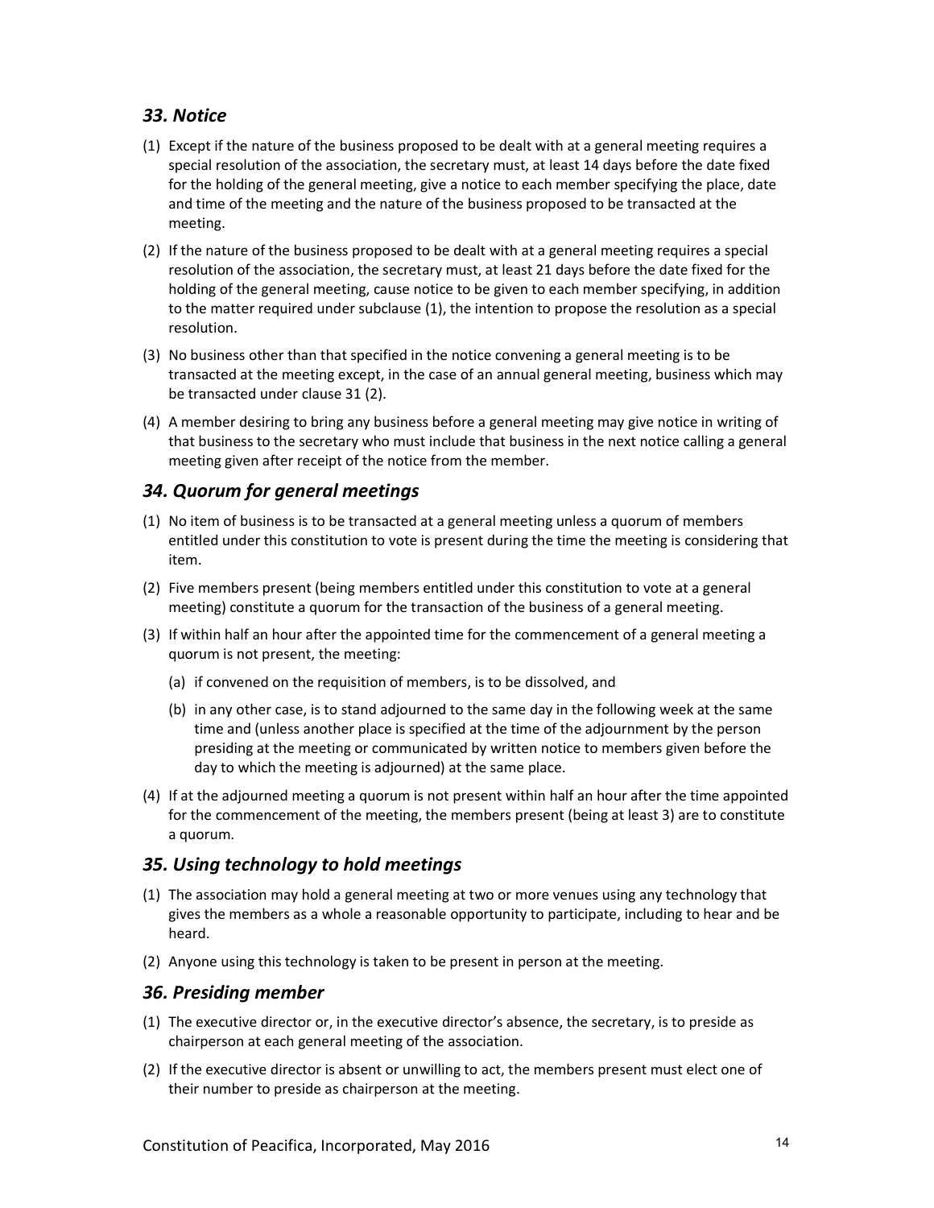## *33. Notice*

(1) Except if the nature of the business proposed to be dealt with at a general meeting requires a special resolution of the association, the secretary must, at least 14 days before the date fixed for the holding of the general meeting, give a notice to each member specifying the place, date and time of the meeting and the nature of the business proposed to be transacted at the meeting.

(2) If the nature of the business proposed to be dealt with at a general meeting requires a special resolution of the association, the secretary must, at least 21 days before the date fixed for the holding of the general meeting, cause notice to be given to each member specifying, in addition to the matter required under subclause (1), the intention to propose the resolution as a special resolution.

(3) No business other than that specified in the notice convening a general meeting is to be transacted at the meeting except, in the case of an annual general meeting, business which may be transacted under clause 31 (2).

(4) A member desiring to bring any business before a general meeting may give notice in writing of that business to the secretary who must include that business in the next notice calling a general meeting given after receipt of the notice from the member.

## *34. Quorum for general meetings*

(1) No item of business is to be transacted at a general meeting unless a quorum of members entitled under this constitution to vote is present during the time the meeting is considering that item.

(2) Five members present (being members entitled under this constitution to vote at a general meeting) constitute a quorum for the transaction of the business of a general meeting.

(3) If within half an hour after the appointed time for the commencement of a general meeting a quorum is not present, the meeting:

   (a) if convened on the requisition of members, is to be dissolved, and

   (b) in any other case, is to stand adjourned to the same day in the following week at the same time and (unless another place is specified at the time of the adjournment by the person presiding at the meeting or communicated by written notice to members given before the day to which the meeting is adjourned) at the same place.

(4) If at the adjourned meeting a quorum is not present within half an hour after the time appointed for the commencement of the meeting, the members present (being at least 3) are to constitute a quorum.

## *35. Using technology to hold meetings*

(1) The association may hold a general meeting at two or more venues using any technology that gives the members as a whole a reasonable opportunity to participate, including to hear and be heard.

(2) Anyone using this technology is taken to be present in person at the meeting.

## *36. Presiding member*

(1) The executive director or, in the executive director's absence, the secretary, is to preside as chairperson at each general meeting of the association.

(2) If the executive director is absent or unwilling to act, the members present must elect one of their number to preside as chairperson at the meeting.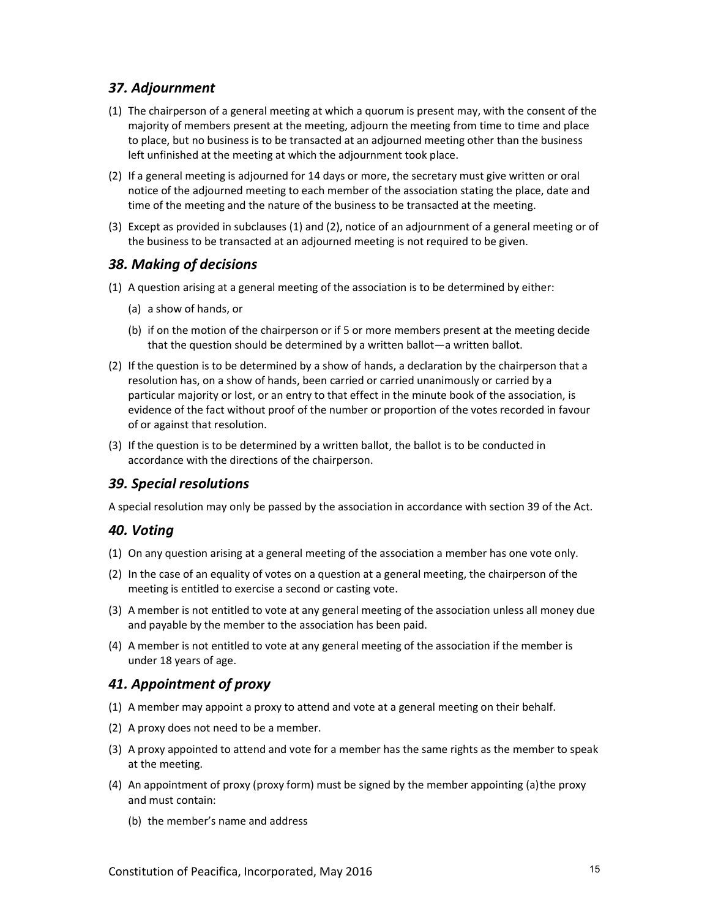## *37. Adjournment*

(1) The chairperson of a general meeting at which a quorum is present may, with the consent of the majority of members present at the meeting, adjourn the meeting from time to time and place to place, but no business is to be transacted at an adjourned meeting other than the business left unfinished at the meeting at which the adjournment took place.

(2) If a general meeting is adjourned for 14 days or more, the secretary must give written or oral notice of the adjourned meeting to each member of the association stating the place, date and time of the meeting and the nature of the business to be transacted at the meeting.

(3) Except as provided in subclauses (1) and (2), notice of an adjournment of a general meeting or of the business to be transacted at an adjourned meeting is not required to be given.

## *38. Making of decisions*

(1) A question arising at a general meeting of the association is to be determined by either:

   (a) a show of hands, or

   (b) if on the motion of the chairperson or if 5 or more members present at the meeting decide that the question should be determined by a written ballot—a written ballot.

(2) If the question is to be determined by a show of hands, a declaration by the chairperson that a resolution has, on a show of hands, been carried or carried unanimously or carried by a particular majority or lost, or an entry to that effect in the minute book of the association, is evidence of the fact without proof of the number or proportion of the votes recorded in favour of or against that resolution.

(3) If the question is to be determined by a written ballot, the ballot is to be conducted in accordance with the directions of the chairperson.

## *39. Special resolutions*

A special resolution may only be passed by the association in accordance with section 39 of the Act.

## *40. Voting*

(1) On any question arising at a general meeting of the association a member has one vote only.

(2) In the case of an equality of votes on a question at a general meeting, the chairperson of the meeting is entitled to exercise a second or casting vote.

(3) A member is not entitled to vote at any general meeting of the association unless all money due and payable by the member to the association has been paid.

(4) A member is not entitled to vote at any general meeting of the association if the member is under 18 years of age.

## *41. Appointment of proxy*

(1) A member may appoint a proxy to attend and vote at a general meeting on their behalf.

(2) A proxy does not need to be a member.

(3) A proxy appointed to attend and vote for a member has the same rights as the member to speak at the meeting.

(4) An appointment of proxy (proxy form) must be signed by the member appointing (a)the proxy and must contain:

   (b) the member's name and address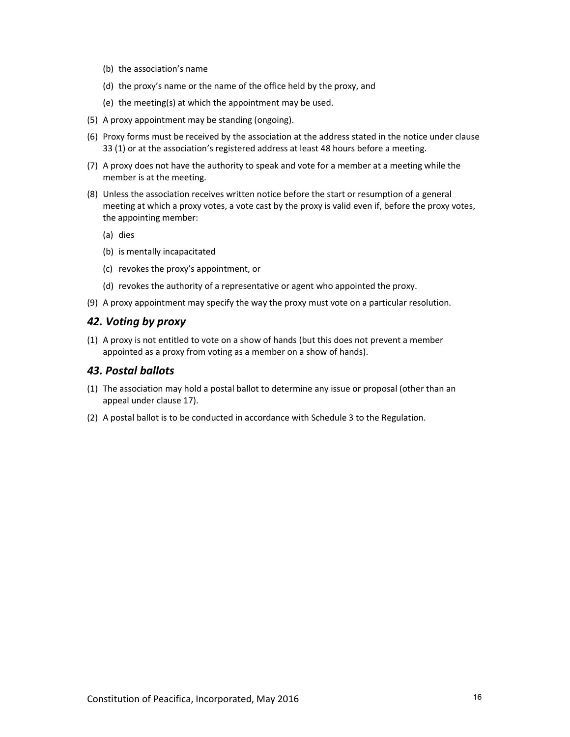(b) the association's name

(d) the proxy's name or the name of the office held by the proxy, and

(e) the meeting(s) at which the appointment may be used.

(5) A proxy appointment may be standing (ongoing).

(6) Proxy forms must be received by the association at the address stated in the notice under clause 33 (1) or at the association's registered address at least 48 hours before a meeting.

(7) A proxy does not have the authority to speak and vote for a member at a meeting while the member is at the meeting.

(8) Unless the association receives written notice before the start or resumption of a general meeting at which a proxy votes, a vote cast by the proxy is valid even if, before the proxy votes, the appointing member:

(a) dies

(b) is mentally incapacitated

(c) revokes the proxy's appointment, or

(d) revokes the authority of a representative or agent who appointed the proxy.

(9) A proxy appointment may specify the way the proxy must vote on a particular resolution.

## *42. Voting by proxy*

(1) A proxy is not entitled to vote on a show of hands (but this does not prevent a member appointed as a proxy from voting as a member on a show of hands).

## *43. Postal ballots*

(1) The association may hold a postal ballot to determine any issue or proposal (other than an appeal under clause 17).

(2) A postal ballot is to be conducted in accordance with Schedule 3 to the Regulation.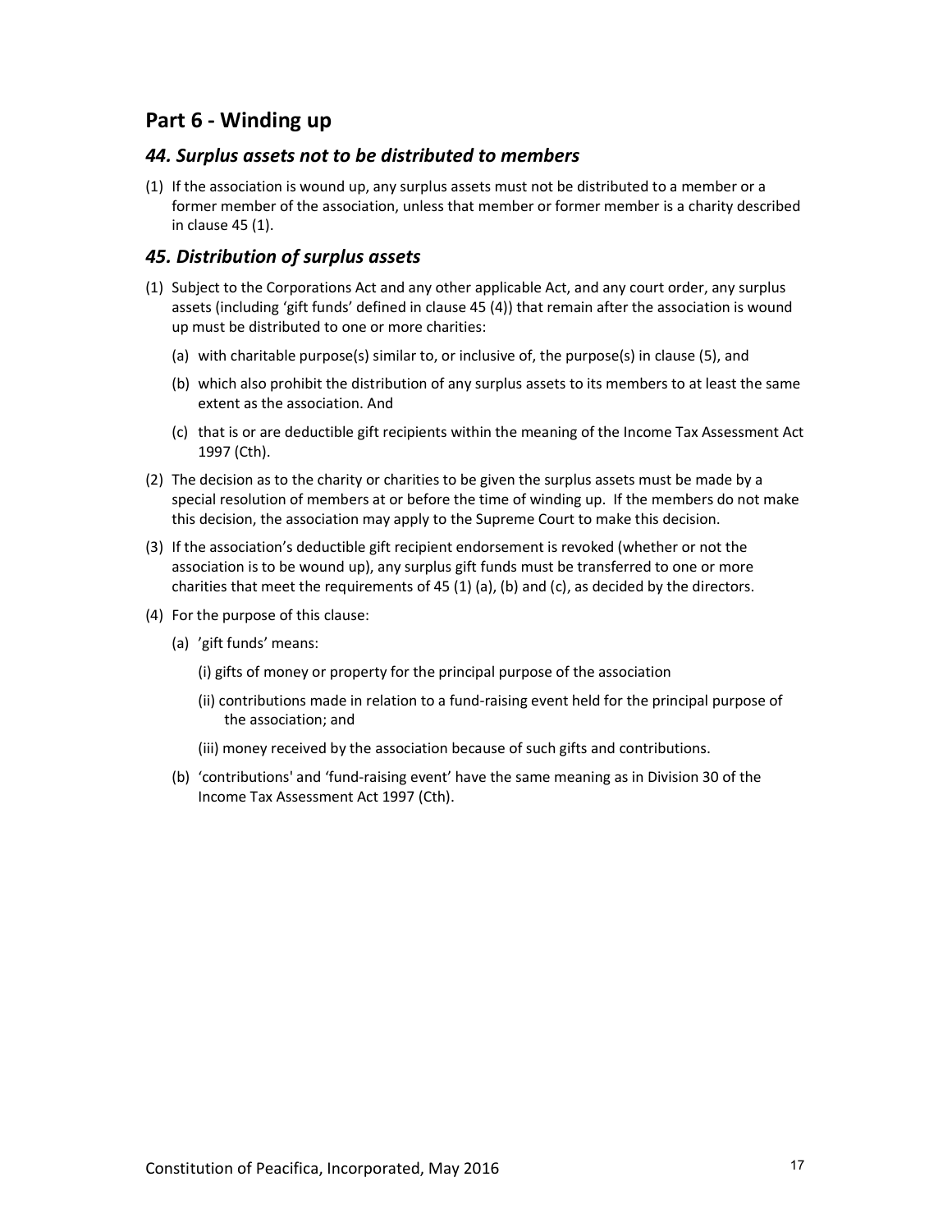## Part 6 - Winding up

### *44. Surplus assets not to be distributed to members*

(1) If the association is wound up, any surplus assets must not be distributed to a member or a former member of the association, unless that member or former member is a charity described in clause 45 (1).

### *45. Distribution of surplus assets*

(1) Subject to the Corporations Act and any other applicable Act, and any court order, any surplus assets (including 'gift funds' defined in clause 45 (4)) that remain after the association is wound up must be distributed to one or more charities:

   (a) with charitable purpose(s) similar to, or inclusive of, the purpose(s) in clause (5), and

   (b) which also prohibit the distribution of any surplus assets to its members to at least the same extent as the association. And

   (c) that is or are deductible gift recipients within the meaning of the Income Tax Assessment Act 1997 (Cth).

(2) The decision as to the charity or charities to be given the surplus assets must be made by a special resolution of members at or before the time of winding up. If the members do not make this decision, the association may apply to the Supreme Court to make this decision.

(3) If the association's deductible gift recipient endorsement is revoked (whether or not the association is to be wound up), any surplus gift funds must be transferred to one or more charities that meet the requirements of 45 (1) (a), (b) and (c), as decided by the directors.

(4) For the purpose of this clause:

   (a) 'gift funds' means:

      (i) gifts of money or property for the principal purpose of the association

      (ii) contributions made in relation to a fund-raising event held for the principal purpose of the association; and

      (iii) money received by the association because of such gifts and contributions.

   (b) 'contributions' and 'fund-raising event' have the same meaning as in Division 30 of the Income Tax Assessment Act 1997 (Cth).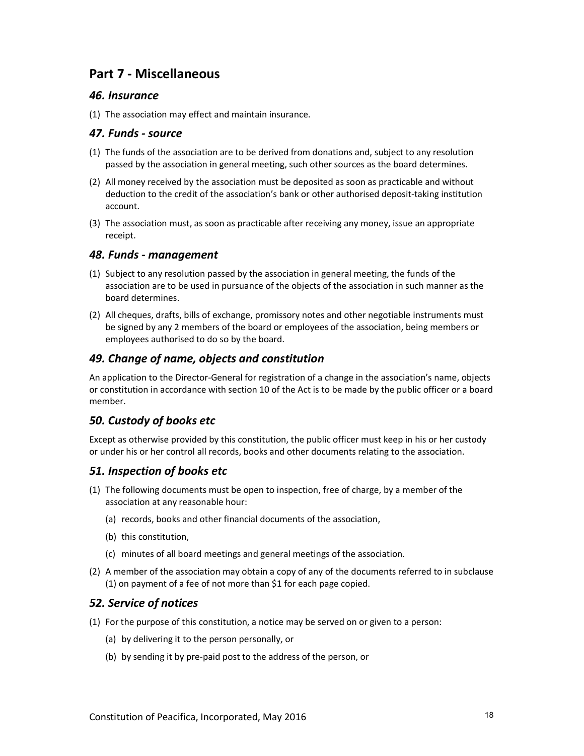## Part 7 - Miscellaneous

### *46. Insurance*

(1) The association may effect and maintain insurance.

### *47. Funds - source*

(1) The funds of the association are to be derived from donations and, subject to any resolution passed by the association in general meeting, such other sources as the board determines.

(2) All money received by the association must be deposited as soon as practicable and without deduction to the credit of the association's bank or other authorised deposit-taking institution account.

(3) The association must, as soon as practicable after receiving any money, issue an appropriate receipt.

### *48. Funds - management*

(1) Subject to any resolution passed by the association in general meeting, the funds of the association are to be used in pursuance of the objects of the association in such manner as the board determines.

(2) All cheques, drafts, bills of exchange, promissory notes and other negotiable instruments must be signed by any 2 members of the board or employees of the association, being members or employees authorised to do so by the board.

### *49. Change of name, objects and constitution*

An application to the Director-General for registration of a change in the association's name, objects or constitution in accordance with section 10 of the Act is to be made by the public officer or a board member.

### *50. Custody of books etc*

Except as otherwise provided by this constitution, the public officer must keep in his or her custody or under his or her control all records, books and other documents relating to the association.

### *51. Inspection of books etc*

(1) The following documents must be open to inspection, free of charge, by a member of the association at any reasonable hour:

  (a) records, books and other financial documents of the association,

  (b) this constitution,

  (c) minutes of all board meetings and general meetings of the association.

(2) A member of the association may obtain a copy of any of the documents referred to in subclause (1) on payment of a fee of not more than $1 for each page copied.

### *52. Service of notices*

(1) For the purpose of this constitution, a notice may be served on or given to a person:

  (a) by delivering it to the person personally, or

  (b) by sending it by pre-paid post to the address of the person, or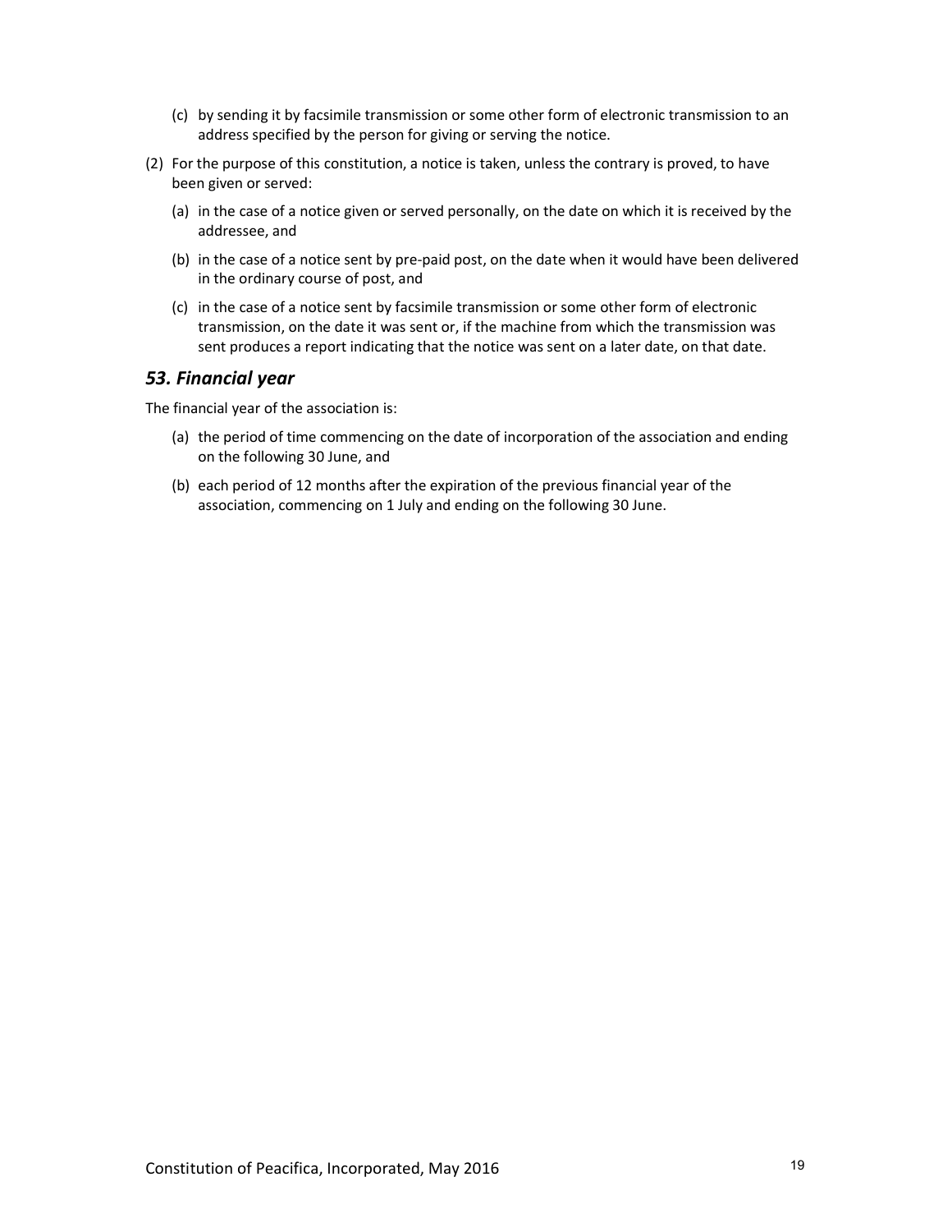(c) by sending it by facsimile transmission or some other form of electronic transmission to an address specified by the person for giving or serving the notice.

(2) For the purpose of this constitution, a notice is taken, unless the contrary is proved, to have been given or served:

(a) in the case of a notice given or served personally, on the date on which it is received by the addressee, and

(b) in the case of a notice sent by pre-paid post, on the date when it would have been delivered in the ordinary course of post, and

(c) in the case of a notice sent by facsimile transmission or some other form of electronic transmission, on the date it was sent or, if the machine from which the transmission was sent produces a report indicating that the notice was sent on a later date, on that date.

## *53. Financial year*

The financial year of the association is:

(a) the period of time commencing on the date of incorporation of the association and ending on the following 30 June, and

(b) each period of 12 months after the expiration of the previous financial year of the association, commencing on 1 July and ending on the following 30 June.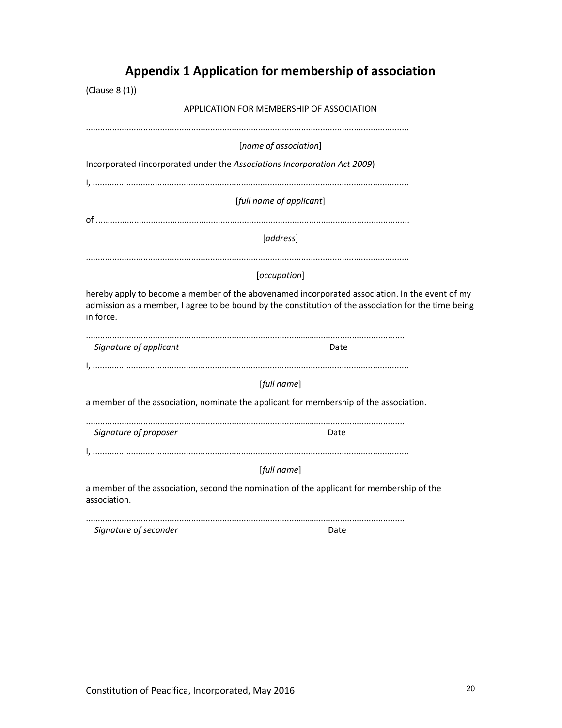# Appendix 1 Application for membership of association

(Clause 8 (1))

APPLICATION FOR MEMBERSHIP OF ASSOCIATION

......................................................................................................................................

[*name of association*]

Incorporated (incorporated under the *Associations Incorporation Act 2009*)

I, ..................................................................................................................................

[*full name of applicant*]

of .................................................................................................................................

[*address*]

......................................................................................................................................

[*occupation*]

hereby apply to become a member of the abovenamed incorporated association. In the event of my admission as a member, I agree to be bound by the constitution of the association for the time being in force.

.....................................................................................................................................

*Signature of applicant* Date

I, ..................................................................................................................................

[*full name*]

a member of the association, nominate the applicant for membership of the association.

.....................................................................................................................................

*Signature of proposer* Date

I, ..................................................................................................................................

[*full name*]

a member of the association, second the nomination of the applicant for membership of the association.

.....................................................................................................................................

*Signature of seconder* Date